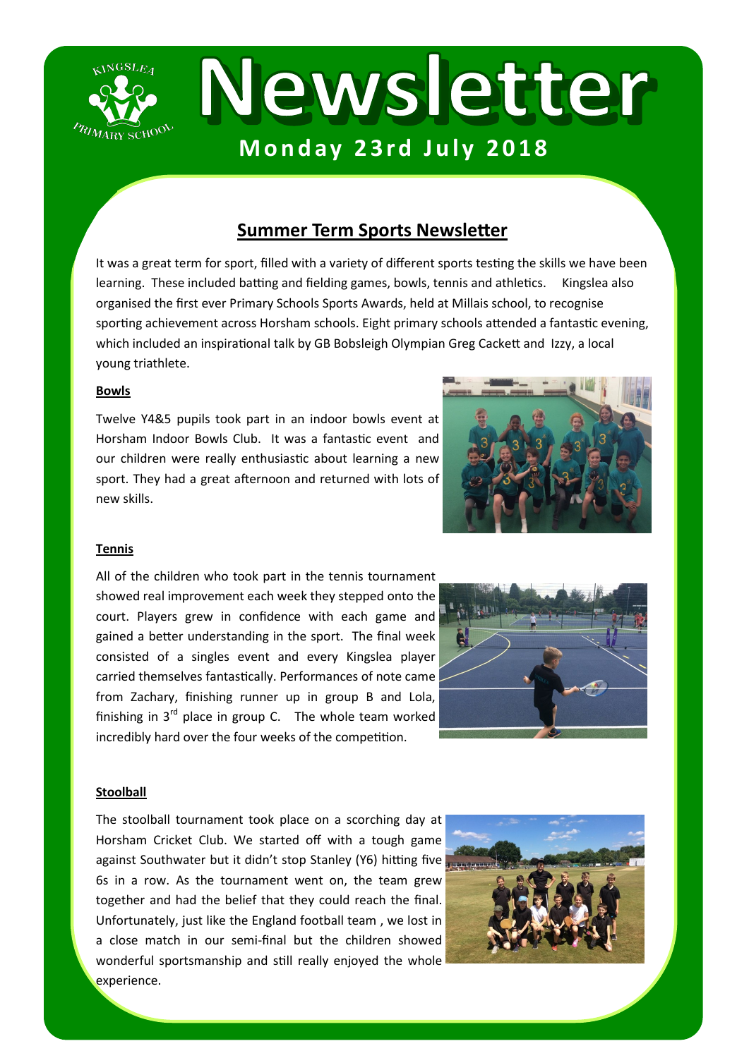# Newsletter

**Monday 23rd July 2018**

## Summer Term Sports Newsletter

It was a great term for sport, filled with a variety of different sports testing the skills we have been learning. These included batting and fielding games, bowls, tennis and athletics. Kingslea also organised the first ever Primary Schools Sports Awards, held at Millais school, to recognise sporting achievement across Horsham schools. Eight primary schools attended a fantastic evening, which included an inspirational talk by GB Bobsleigh Olympian Greg Cackett and Izzy, a local young triathlete.

### Bowls

Twelve Y4&5 pupils took part in an indoor bowls event at Horsham Indoor Bowls Club. It was a fantastic event and our children were really enthusiastic about learning a new sport. They had a great afternoon and returned with lots of new skills.

### Tennis

All of the children who took part in the tennis tournament showed real improvement each week they stepped onto the court. Players grew in confidence with each game and gained a better understanding in the sport. The final week consisted of a singles event and every Kingslea player carried themselves fantastically. Performances of note came from Zachary, finishing runner up in group B and Lola, finishing in 3rd place in group C. The whole team worked incredibly hard over the four weeks of the competition.

### Stoolball

The stoolball tournament took place on a scorching day at Horsham Cricket Club. We started off with a tough game against Southwater but it didn't stop Stanley (Y6) hitting five 6s in a row. As the tournament went on, the team grew together and had the belief that they could reach the final. Unfortunately, just like the England football team , we lost in a close match in our semi-final but the children showed wonderful sportsmanship and still really enjoyed the whole experience.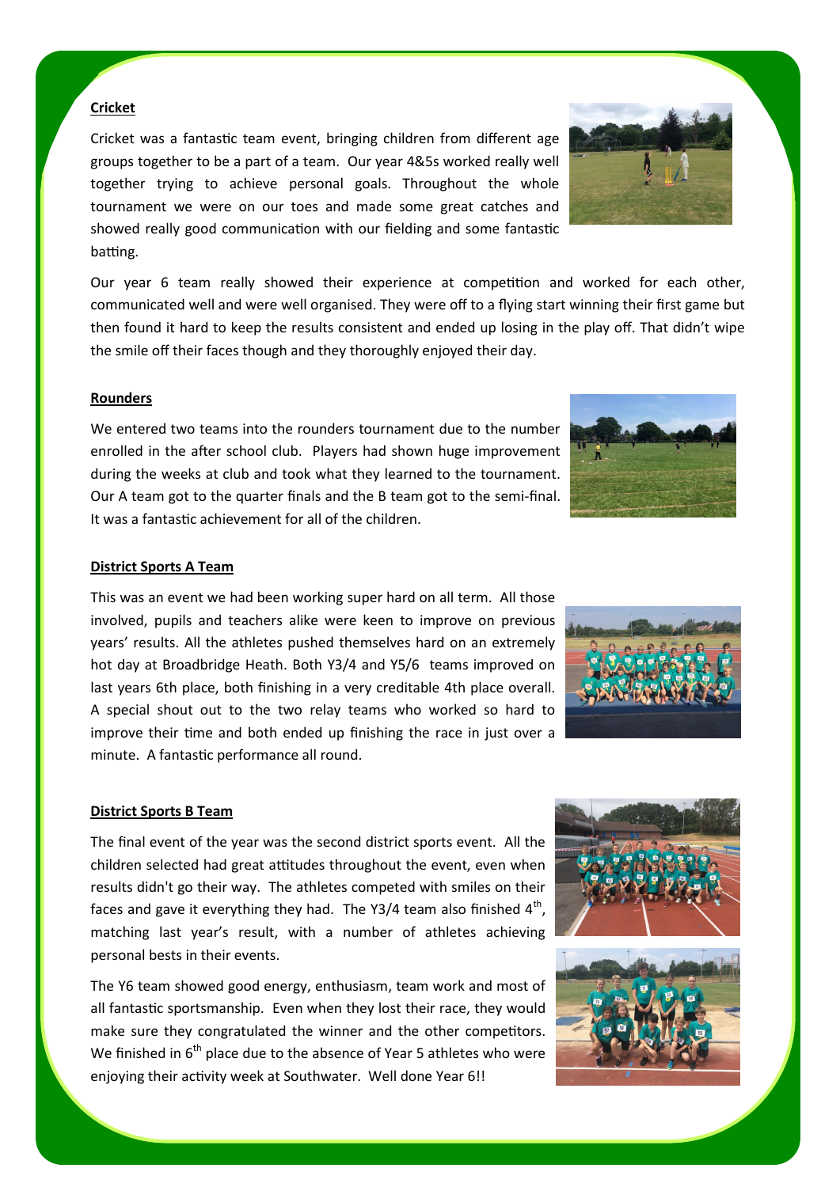**Cricket**

Cricket was a fantastic team event, bringing children from different age groups together to be a part of a team. Our year 4&5s worked really well together trying to achieve personal goals. Throughout the whole tournament we were on our toes and made some great catches and showed really good communication with our fielding and some fantastic batting.

Our year 6 team really showed their experience at competition and worked for each other, communicated well and were well organised. They were off to a flying start winning their first game but then found it hard to keep the results consistent and ended up losing in the play off. That didn't wipe the smile off their faces though and they thoroughly enjoyed their day.

**Rounders**

We entered two teams into the rounders tournament due to the number enrolled in the after school club. Players had shown huge improvement during the weeks at club and took what they learned to the tournament. Our A team got to the quarter finals and the B team got to the semi-final. It was a fantastic achievement for all of the children.

**District Sports A Team**

This was an event we had been working super hard on all term. All those involved, pupils and teachers alike were keen to improve on previous years' results. All the athletes pushed themselves hard on an extremely hot day at Broadbridge Heath. Both Y3/4 and Y5/6 teams improved on last years 6th place, both finishing in a very creditable 4th place overall. A special shout out to the two relay teams who worked so hard to improve their time and both ended up finishing the race in just over a minute. A fantastic performance all round.

**District Sports B Team**

The final event of the year was the second district sports event. All the children selected had great attitudes throughout the event, even when results didn't go their way. The athletes competed with smiles on their faces and gave it everything they had. The Y3/4 team also finished 4th, matching last year's result, with a number of athletes achieving personal bests in their events.

The Y6 team showed good energy, enthusiasm, team work and most of all fantastic sportsmanship. Even when they lost their race, they would make sure they congratulated the winner and the other competitors. We finished in 6th place due to the absence of Year 5 athletes who were enjoying their activity week at Southwater. Well done Year 6!!